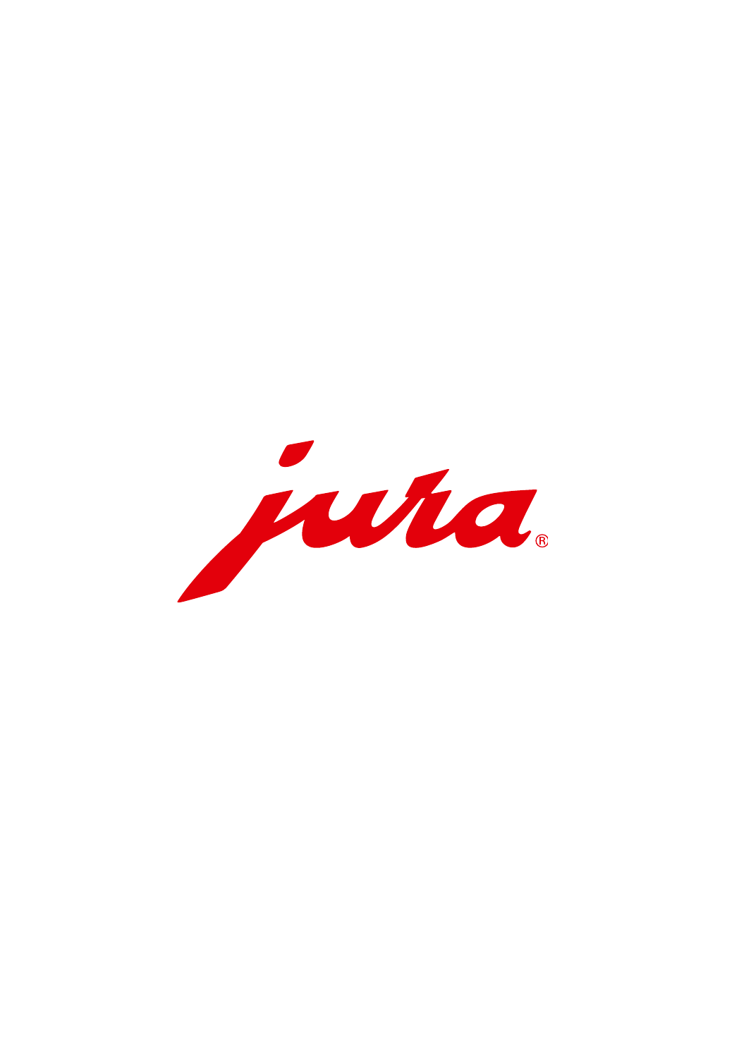jura®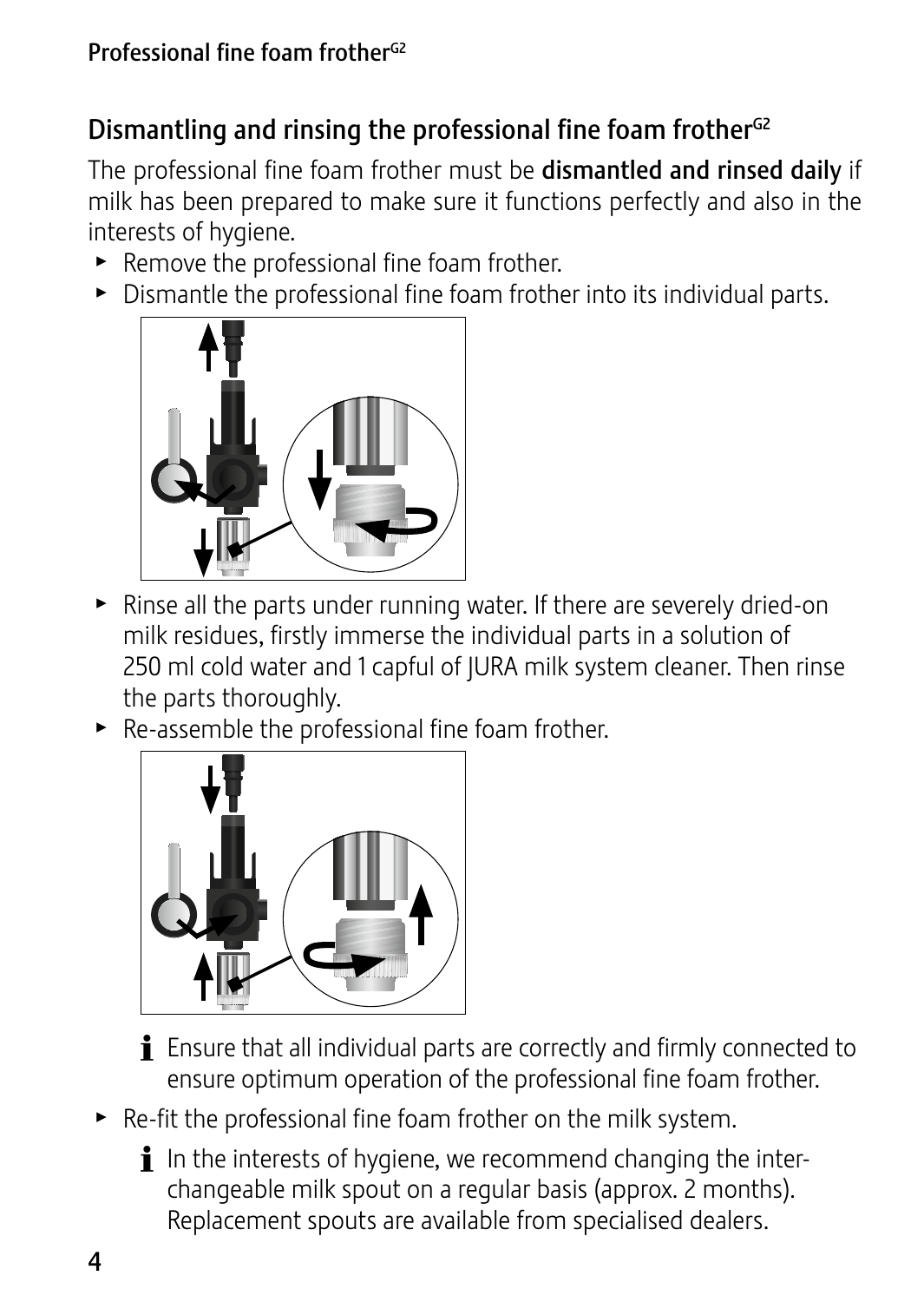## Dismantling and rinsing the professional fine foam frother[G2]

The professional fine foam frother must be **dismantled and rinsed daily** if milk has been prepared to make sure it functions perfectly and also in the interests of hygiene.

- Remove the professional fine foam frother.
- Dismantle the professional fine foam frother into its individual parts.
- Rinse all the parts under running water. If there are severely dried-on milk residues, firstly immerse the individual parts in a solution of 250 ml cold water and 1 capful of JURA milk system cleaner. Then rinse the parts thoroughly.
- Re-assemble the professional fine foam frother.

  **i** Ensure that all individual parts are correctly and firmly connected to ensure optimum operation of the professional fine foam frother.

- Re-fit the professional fine foam frother on the milk system.

  **i** In the interests of hygiene, we recommend changing the interchangeable milk spout on a regular basis (approx. 2 months). Replacement spouts are available from specialised dealers.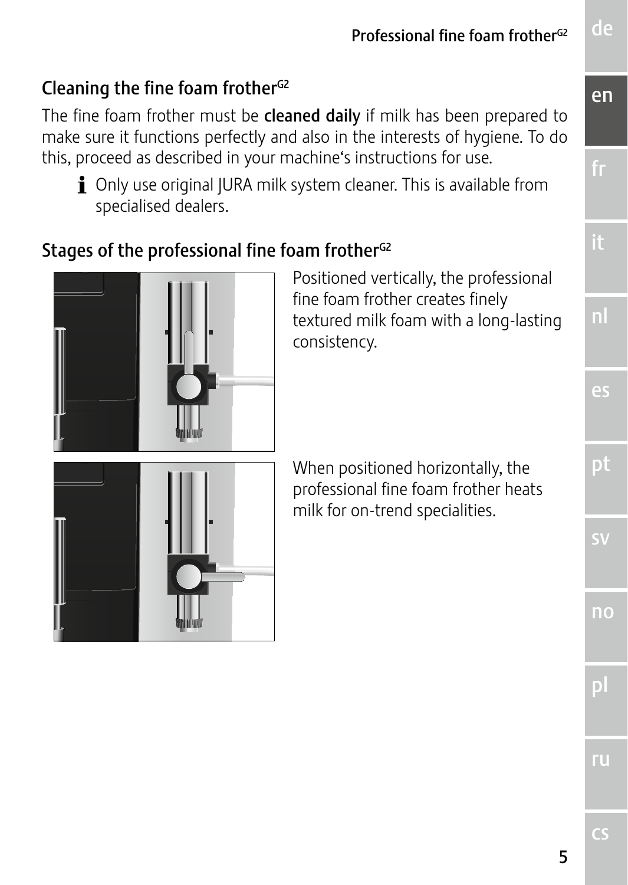## Cleaning the fine foam frother[G2]

The fine foam frother must be **cleaned daily** if milk has been prepared to make sure it functions perfectly and also in the interests of hygiene. To do this, proceed as described in your machine's instructions for use.

- **i** Only use original JURA milk system cleaner. This is available from specialised dealers.

## Stages of the professional fine foam frother[G2]

Positioned vertically, the professional fine foam frother creates finely textured milk foam with a long-lasting consistency.

When positioned horizontally, the professional fine foam frother heats milk for on-trend specialities.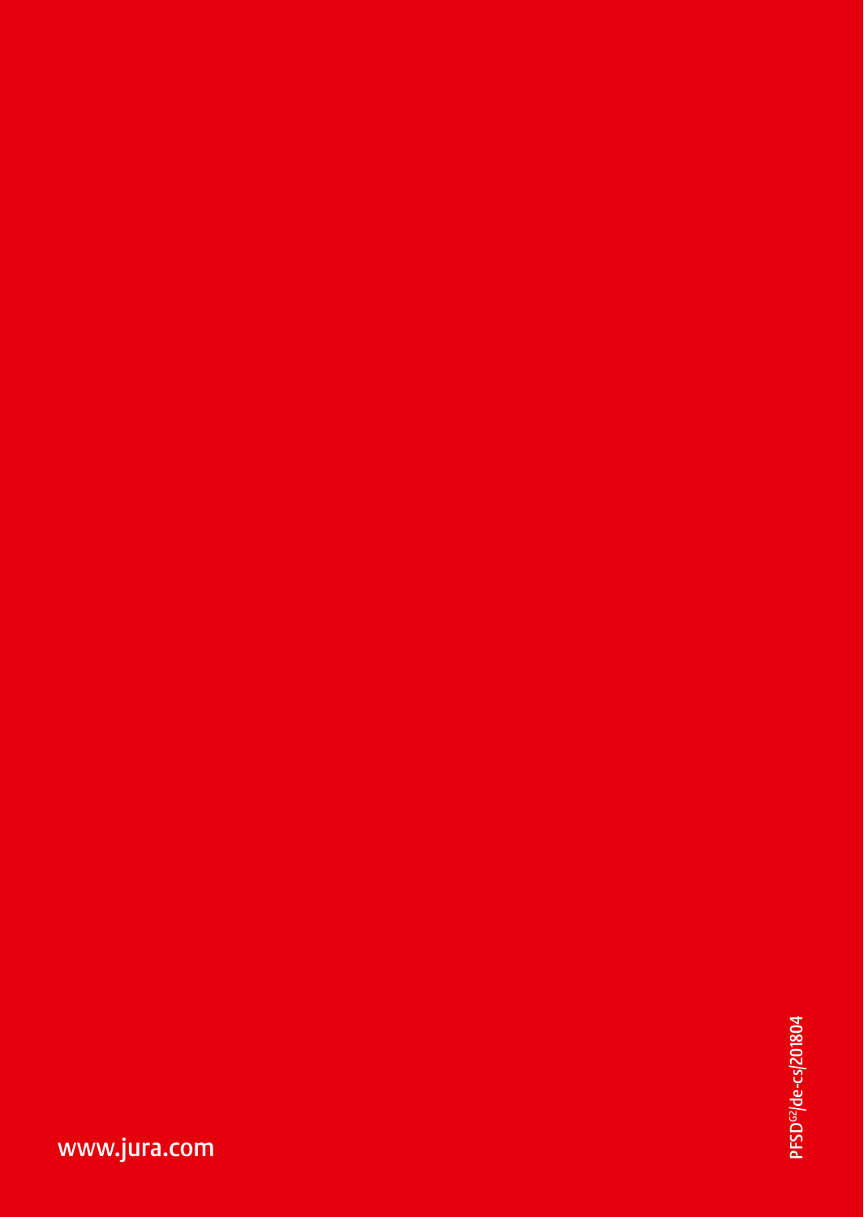www.jura.com

PFSD[GZ]/de-cs/201804